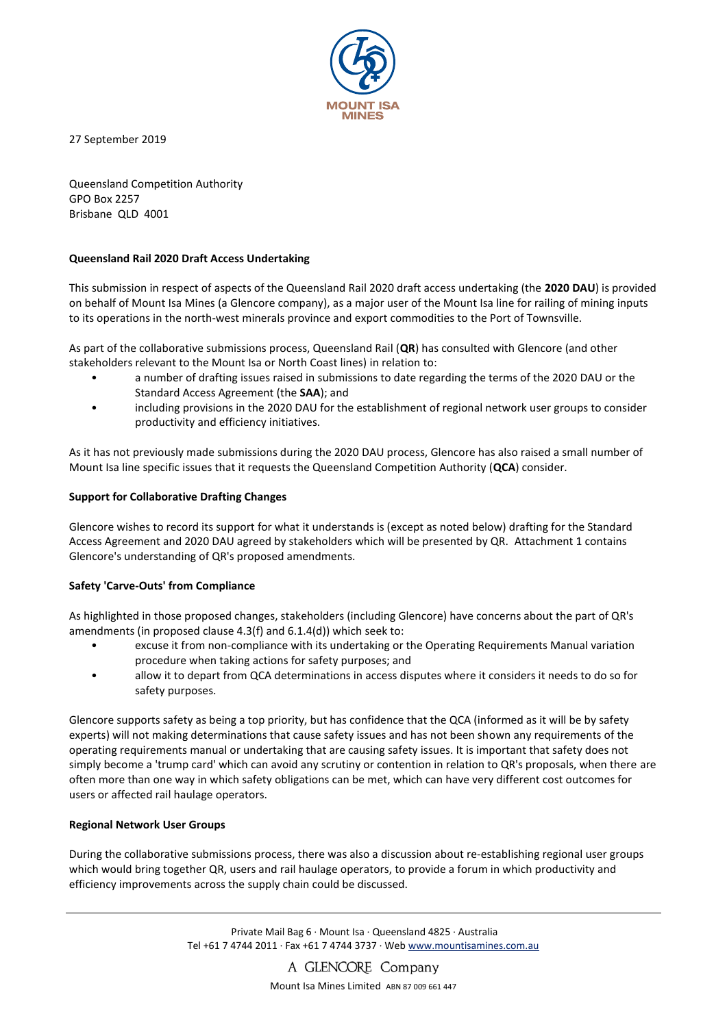27 September 2019

Queensland Competition Authority
GPO Box 2257
Brisbane QLD 4001

**Queensland Rail 2020 Draft Access Undertaking**

This submission in respect of aspects of the Queensland Rail 2020 draft access undertaking (the **2020 DAU**) is provided on behalf of Mount Isa Mines (a Glencore company), as a major user of the Mount Isa line for railing of mining inputs to its operations in the north-west minerals province and export commodities to the Port of Townsville.

As part of the collaborative submissions process, Queensland Rail (**QR**) has consulted with Glencore (and other stakeholders relevant to the Mount Isa or North Coast lines) in relation to:

- a number of drafting issues raised in submissions to date regarding the terms of the 2020 DAU or the Standard Access Agreement (the **SAA**); and
- including provisions in the 2020 DAU for the establishment of regional network user groups to consider productivity and efficiency initiatives.

As it has not previously made submissions during the 2020 DAU process, Glencore has also raised a small number of Mount Isa line specific issues that it requests the Queensland Competition Authority (**QCA**) consider.

**Support for Collaborative Drafting Changes**

Glencore wishes to record its support for what it understands is (except as noted below) drafting for the Standard Access Agreement and 2020 DAU agreed by stakeholders which will be presented by QR. Attachment 1 contains Glencore's understanding of QR's proposed amendments.

**Safety 'Carve-Outs' from Compliance**

As highlighted in those proposed changes, stakeholders (including Glencore) have concerns about the part of QR's amendments (in proposed clause 4.3(f) and 6.1.4(d)) which seek to:

- excuse it from non-compliance with its undertaking or the Operating Requirements Manual variation procedure when taking actions for safety purposes; and
- allow it to depart from QCA determinations in access disputes where it considers it needs to do so for safety purposes.

Glencore supports safety as being a top priority, but has confidence that the QCA (informed as it will be by safety experts) will not making determinations that cause safety issues and has not been shown any requirements of the operating requirements manual or undertaking that are causing safety issues. It is important that safety does not simply become a 'trump card' which can avoid any scrutiny or contention in relation to QR's proposals, when there are often more than one way in which safety obligations can be met, which can have very different cost outcomes for users or affected rail haulage operators.

**Regional Network User Groups**

During the collaborative submissions process, there was also a discussion about re-establishing regional user groups which would bring together QR, users and rail haulage operators, to provide a forum in which productivity and efficiency improvements across the supply chain could be discussed.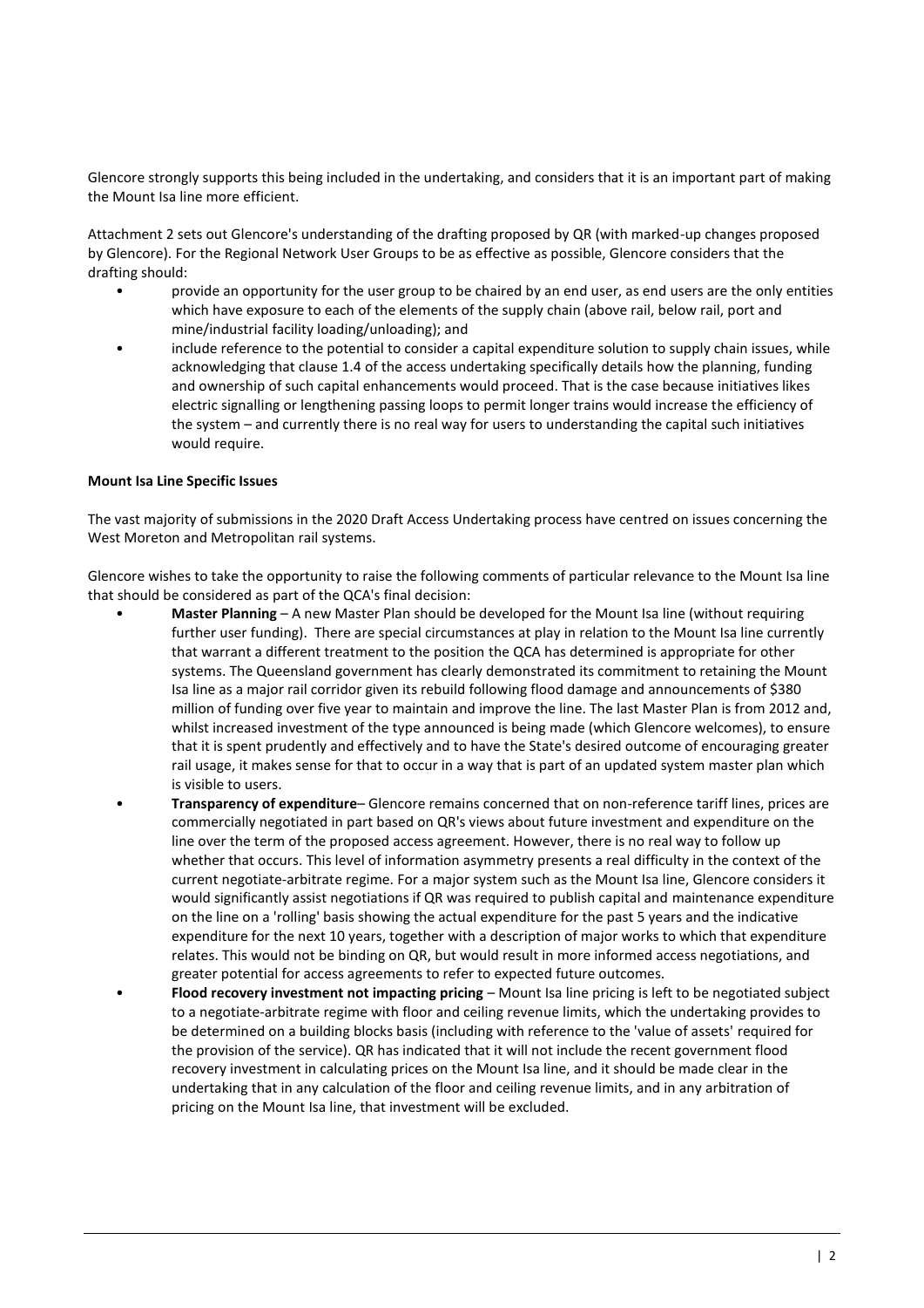Glencore strongly supports this being included in the undertaking, and considers that it is an important part of making the Mount Isa line more efficient.

Attachment 2 sets out Glencore's understanding of the drafting proposed by QR (with marked-up changes proposed by Glencore). For the Regional Network User Groups to be as effective as possible, Glencore considers that the drafting should:

- provide an opportunity for the user group to be chaired by an end user, as end users are the only entities which have exposure to each of the elements of the supply chain (above rail, below rail, port and mine/industrial facility loading/unloading); and
- include reference to the potential to consider a capital expenditure solution to supply chain issues, while acknowledging that clause 1.4 of the access undertaking specifically details how the planning, funding and ownership of such capital enhancements would proceed. That is the case because initiatives likes electric signalling or lengthening passing loops to permit longer trains would increase the efficiency of the system – and currently there is no real way for users to understanding the capital such initiatives would require.

**Mount Isa Line Specific Issues**

The vast majority of submissions in the 2020 Draft Access Undertaking process have centred on issues concerning the West Moreton and Metropolitan rail systems.

Glencore wishes to take the opportunity to raise the following comments of particular relevance to the Mount Isa line that should be considered as part of the QCA's final decision:

- **Master Planning** – A new Master Plan should be developed for the Mount Isa line (without requiring further user funding). There are special circumstances at play in relation to the Mount Isa line currently that warrant a different treatment to the position the QCA has determined is appropriate for other systems. The Queensland government has clearly demonstrated its commitment to retaining the Mount Isa line as a major rail corridor given its rebuild following flood damage and announcements of $380 million of funding over five year to maintain and improve the line. The last Master Plan is from 2012 and, whilst increased investment of the type announced is being made (which Glencore welcomes), to ensure that it is spent prudently and effectively and to have the State's desired outcome of encouraging greater rail usage, it makes sense for that to occur in a way that is part of an updated system master plan which is visible to users.
- **Transparency of expenditure**– Glencore remains concerned that on non-reference tariff lines, prices are commercially negotiated in part based on QR's views about future investment and expenditure on the line over the term of the proposed access agreement. However, there is no real way to follow up whether that occurs. This level of information asymmetry presents a real difficulty in the context of the current negotiate-arbitrate regime. For a major system such as the Mount Isa line, Glencore considers it would significantly assist negotiations if QR was required to publish capital and maintenance expenditure on the line on a 'rolling' basis showing the actual expenditure for the past 5 years and the indicative expenditure for the next 10 years, together with a description of major works to which that expenditure relates. This would not be binding on QR, but would result in more informed access negotiations, and greater potential for access agreements to refer to expected future outcomes.
- **Flood recovery investment not impacting pricing** – Mount Isa line pricing is left to be negotiated subject to a negotiate-arbitrate regime with floor and ceiling revenue limits, which the undertaking provides to be determined on a building blocks basis (including with reference to the 'value of assets' required for the provision of the service). QR has indicated that it will not include the recent government flood recovery investment in calculating prices on the Mount Isa line, and it should be made clear in the undertaking that in any calculation of the floor and ceiling revenue limits, and in any arbitration of pricing on the Mount Isa line, that investment will be excluded.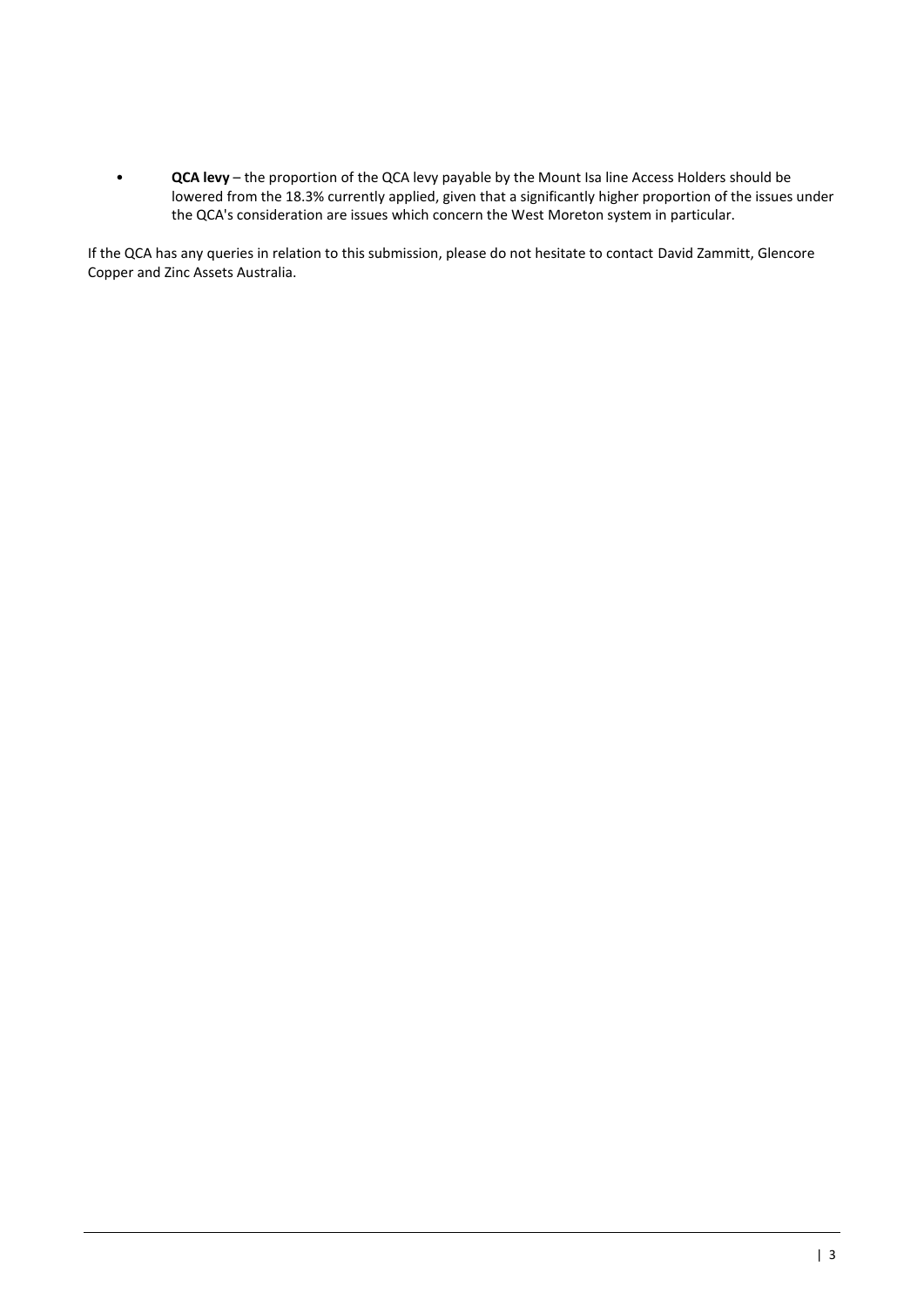- **QCA levy** – the proportion of the QCA levy payable by the Mount Isa line Access Holders should be lowered from the 18.3% currently applied, given that a significantly higher proportion of the issues under the QCA's consideration are issues which concern the West Moreton system in particular.

If the QCA has any queries in relation to this submission, please do not hesitate to contact David Zammitt, Glencore Copper and Zinc Assets Australia.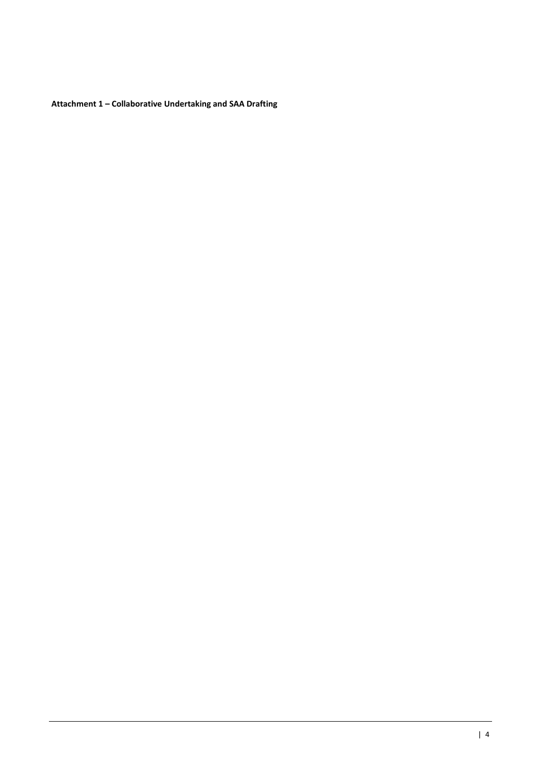**Attachment 1 – Collaborative Undertaking and SAA Drafting**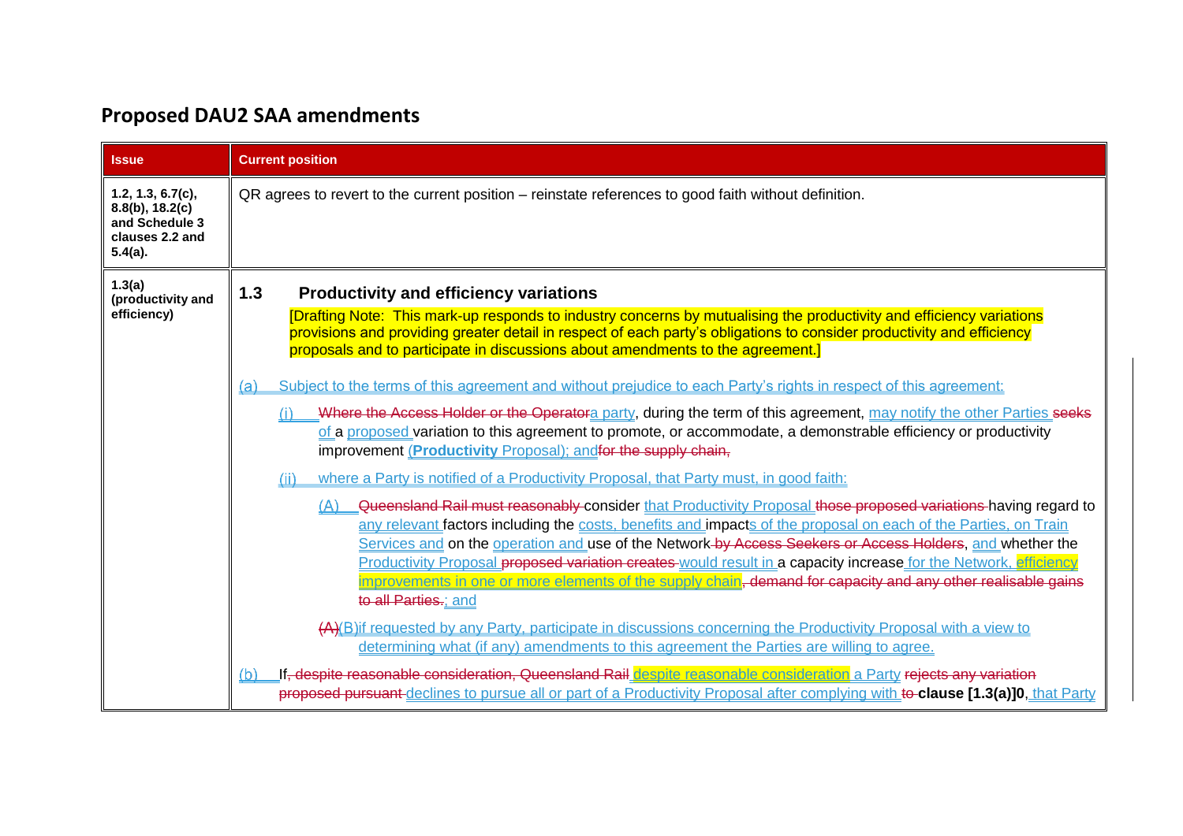## Proposed DAU2 SAA amendments

| Issue | Current position |
|---|---|
| **1.2, 1.3, 6.7(c), 8.8(b), 18.2(c) and Schedule 3 clauses 2.2 and 5.4(a).** | QR agrees to revert to the current position – reinstate references to good faith without definition. |
| **1.3(a) (productivity and efficiency)** | **1.3 Productivity and efficiency variations**<br><br>[Drafting Note: This mark-up responds to industry concerns by mutualising the productivity and efficiency variations provisions and providing greater detail in respect of each party's obligations to consider productivity and efficiency proposals and to participate in discussions about amendments to the agreement.]<br><br>(a) Subject to the terms of this agreement and without prejudice to each Party's rights in respect of this agreement:<br><br>(i) ~~Where the Access Holder or the Operator~~a party, during the term of this agreement, may notify the other Parties ~~seeks~~ of a proposed variation to this agreement to promote, or accommodate, a demonstrable efficiency or productivity improvement (**Productivity** Proposal); and~~for the supply chain,~~<br><br>(ii) where a Party is notified of a Productivity Proposal, that Party must, in good faith:<br><br>(A) ~~Queensland Rail must reasonably~~ consider that Productivity Proposal ~~those proposed variations~~ having regard to any relevant factors including the costs, benefits and impacts of the proposal on each of the Parties, on Train Services and on the operation and use of the Network ~~by Access Seekers or Access Holders~~, and whether the Productivity Proposal ~~proposed variation creates~~ would result in a capacity increase for the Network, efficiency improvements in one or more elements of the supply chain~~, demand for capacity and any other realisable gains to all Parties.~~; and<br><br>~~(A)~~(B)if requested by any Party, participate in discussions concerning the Productivity Proposal with a view to determining what (if any) amendments to this agreement the Parties are willing to agree.<br><br>(b) If~~, despite reasonable consideration, Queensland Rail~~ despite reasonable consideration a Party ~~rejects any variation proposed pursuant~~ declines to pursue all or part of a Productivity Proposal after complying with ~~to~~ **clause [1.3(a)]0**, that Party |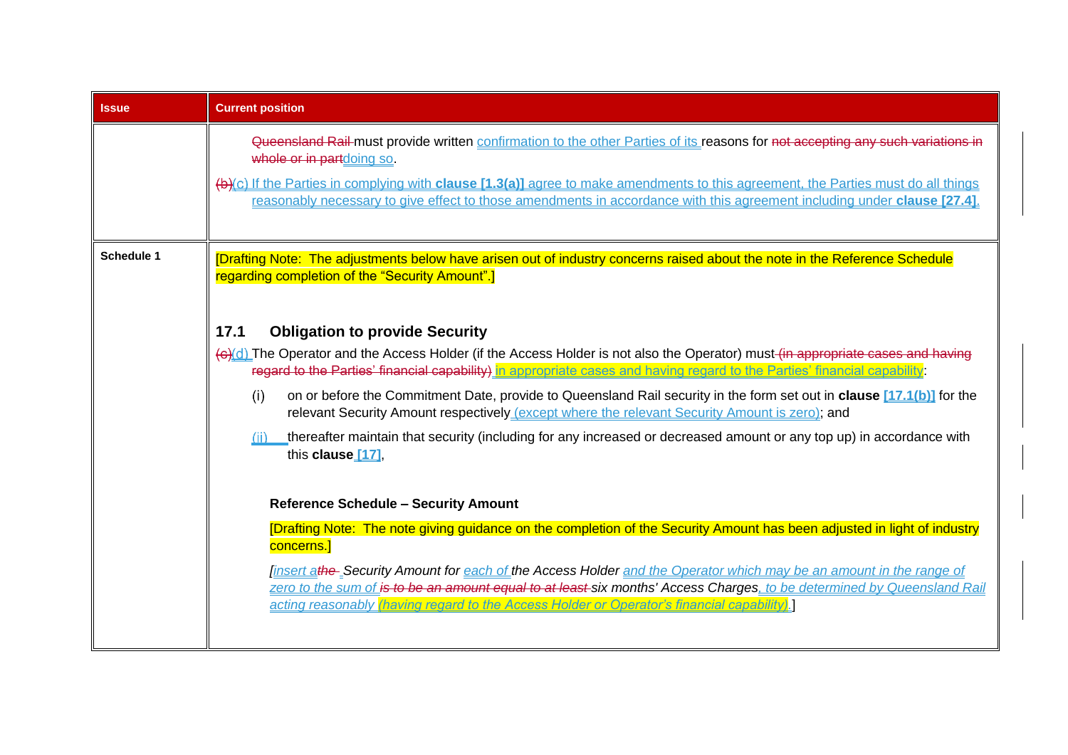| Issue | Current position |
| --- | --- |
| | ~~Queensland Rail~~ must provide written confirmation to the other Parties of its reasons for ~~not accepting any such variations in whole or in part~~doing so.<br><br>~~(b)~~(c) If the Parties in complying with **clause [1.3(a)]** agree to make amendments to this agreement, the Parties must do all things reasonably necessary to give effect to those amendments in accordance with this agreement including under **clause [27.4]**. |
| **Schedule 1** | [Drafting Note: The adjustments below have arisen out of industry concerns raised about the note in the Reference Schedule regarding completion of the "Security Amount".]<br><br>**17.1 Obligation to provide Security**<br><br>~~(c)~~(d) The Operator and the Access Holder (if the Access Holder is not also the Operator) must ~~(in appropriate cases and having regard to the Parties' financial capability)~~ in appropriate cases and having regard to the Parties' financial capability:<br><br>(i) on or before the Commitment Date, provide to Queensland Rail security in the form set out in **clause [17.1(b)]** for the relevant Security Amount respectively (except where the relevant Security Amount is zero); and<br><br>(ii) thereafter maintain that security (including for any increased or decreased amount or any top up) in accordance with this **clause [17]**,<br><br>**Reference Schedule – Security Amount**<br><br>[Drafting Note: The note giving guidance on the completion of the Security Amount has been adjusted in light of industry concerns.]<br><br>*[insert a~~the~~ Security Amount for each of the Access Holder and the Operator which may be an amount in the range of zero to the sum of ~~is to be an amount equal to at least~~ six months' Access Charges, to be determined by Queensland Rail acting reasonably (having regard to the Access Holder or Operator's financial capability).]* |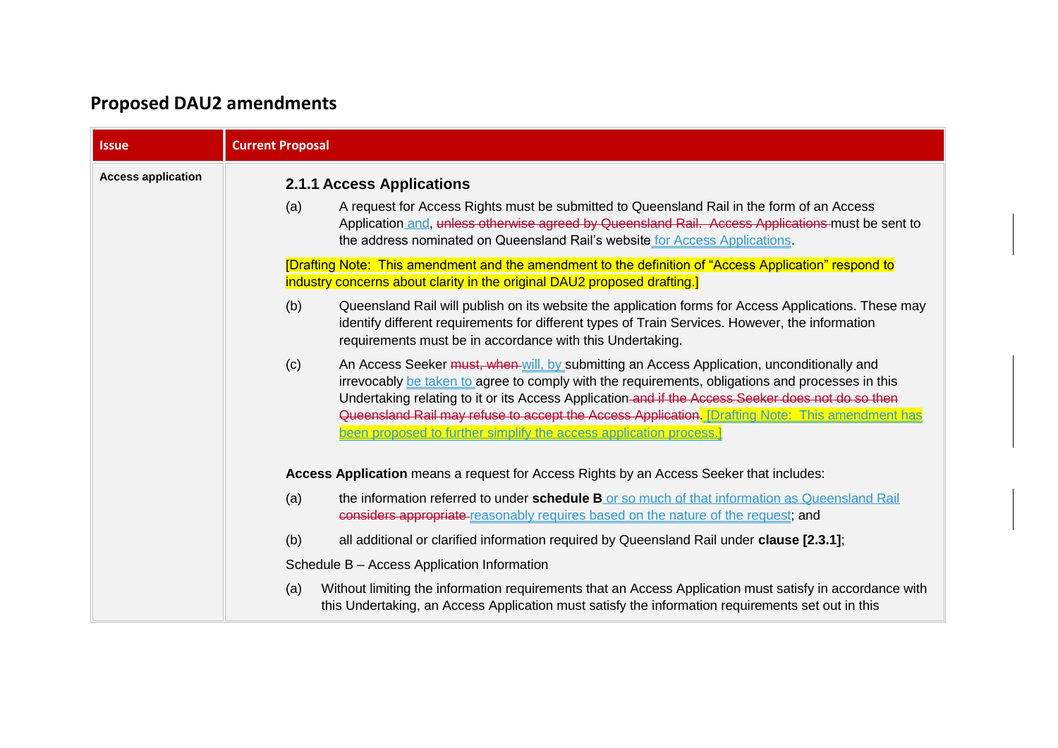## Proposed DAU2 amendments

| Issue | Current Proposal |
|---|---|
| **Access application** | **2.1.1 Access Applications**<br><br>(a) A request for Access Rights must be submitted to Queensland Rail in the form of an Access Application ~~unless otherwise agreed by Queensland Rail. Access Applications~~ and, must be sent to the address nominated on Queensland Rail's website for Access Applications.<br><br>[Drafting Note: This amendment and the amendment to the definition of "Access Application" respond to industry concerns about clarity in the original DAU2 proposed drafting.]<br><br>(b) Queensland Rail will publish on its website the application forms for Access Applications. These may identify different requirements for different types of Train Services. However, the information requirements must be in accordance with this Undertaking.<br><br>(c) An Access Seeker ~~must, when~~ will, by submitting an Access Application, unconditionally and irrevocably be taken to agree to comply with the requirements, obligations and processes in this Undertaking relating to it or its Access Application ~~and if the Access Seeker does not do so then Queensland Rail may refuse to accept the Access Application~~. [Drafting Note: This amendment has been proposed to further simplify the access application process.]<br><br>**Access Application** means a request for Access Rights by an Access Seeker that includes:<br><br>(a) the information referred to under **schedule B** or so much of that information as Queensland Rail ~~considers appropriate~~ reasonably requires based on the nature of the request; and<br><br>(b) all additional or clarified information required by Queensland Rail under **clause [2.3.1]**;<br><br>Schedule B – Access Application Information<br><br>(a) Without limiting the information requirements that an Access Application must satisfy in accordance with this Undertaking, an Access Application must satisfy the information requirements set out in this |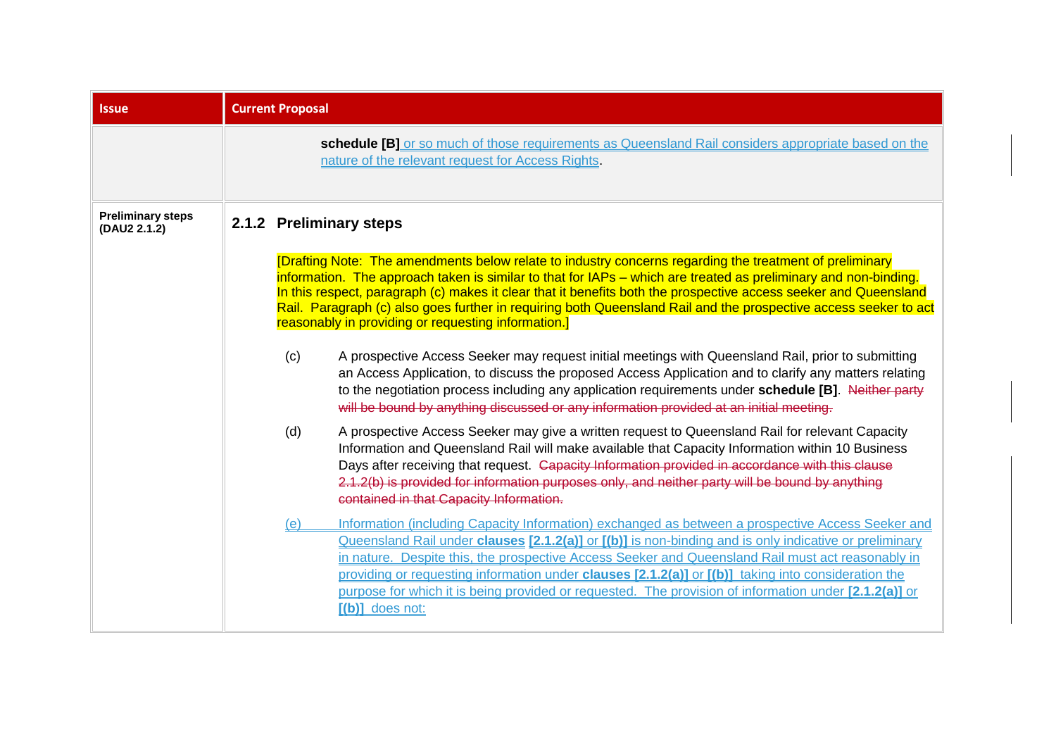| Issue | Current Proposal |
|---|---|
| | **schedule [B]** or so much of those requirements as Queensland Rail considers appropriate based on the nature of the relevant request for Access Rights. |
| **Preliminary steps (DAU2 2.1.2)** | **2.1.2 Preliminary steps**<br><br>[Drafting Note: The amendments below relate to industry concerns regarding the treatment of preliminary information. The approach taken is similar to that for IAPs – which are treated as preliminary and non-binding. In this respect, paragraph (c) makes it clear that it benefits both the prospective access seeker and Queensland Rail. Paragraph (c) also goes further in requiring both Queensland Rail and the prospective access seeker to act reasonably in providing or requesting information.]<br><br>(c) A prospective Access Seeker may request initial meetings with Queensland Rail, prior to submitting an Access Application, to discuss the proposed Access Application and to clarify any matters relating to the negotiation process including any application requirements under **schedule [B]**. ~~Neither party will be bound by anything discussed or any information provided at an initial meeting.~~<br><br>(d) A prospective Access Seeker may give a written request to Queensland Rail for relevant Capacity Information and Queensland Rail will make available that Capacity Information within 10 Business Days after receiving that request. ~~Capacity Information provided in accordance with this clause 2.1.2(b) is provided for information purposes only, and neither party will be bound by anything contained in that Capacity Information.~~<br><br>(e) Information (including Capacity Information) exchanged as between a prospective Access Seeker and Queensland Rail under **clauses [2.1.2(a)]** or **[(b)]** is non-binding and is only indicative or preliminary in nature. Despite this, the prospective Access Seeker and Queensland Rail must act reasonably in providing or requesting information under **clauses [2.1.2(a)]** or **[(b)]** taking into consideration the purpose for which it is being provided or requested. The provision of information under **[2.1.2(a)]** or **[(b)]** does not: |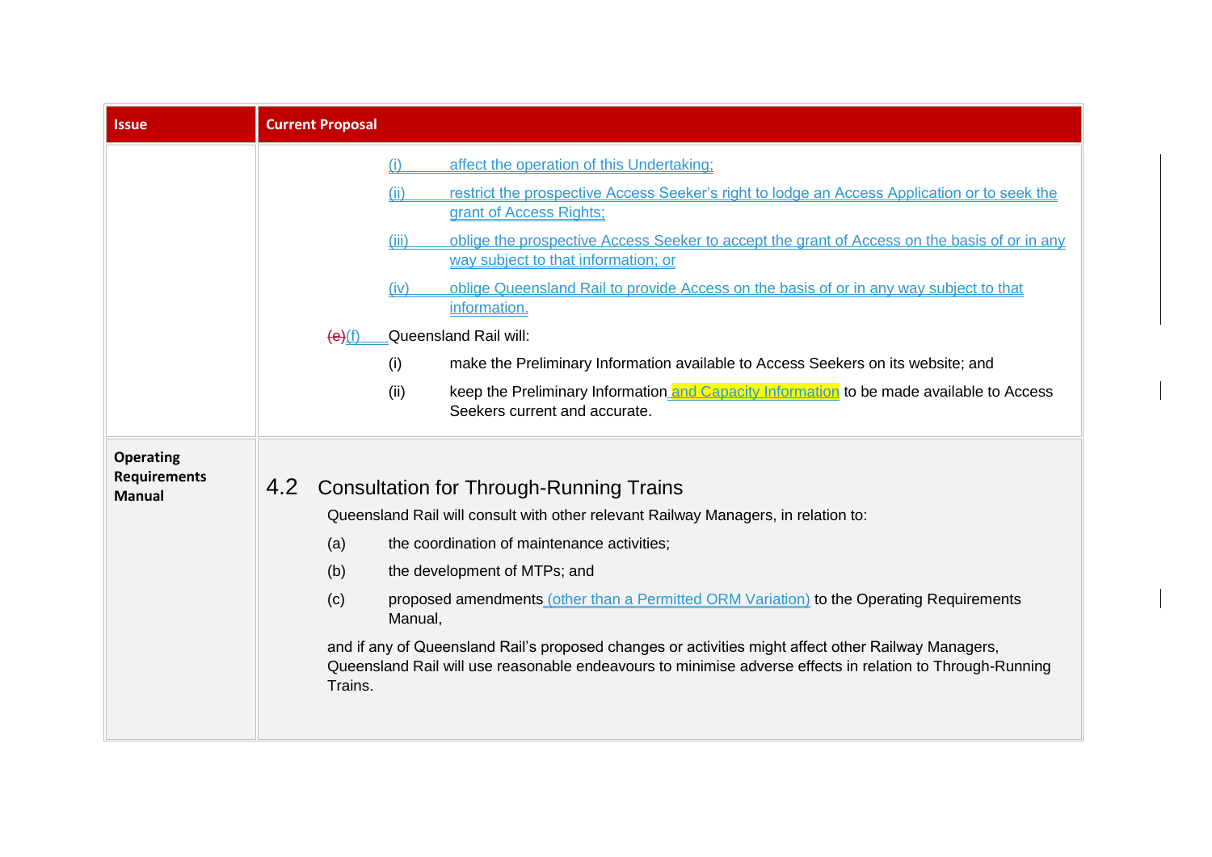| Issue | Current Proposal |
| --- | --- |
| | (i) affect the operation of this Undertaking;<br>(ii) restrict the prospective Access Seeker's right to lodge an Access Application or to seek the grant of Access Rights;<br>(iii) oblige the prospective Access Seeker to accept the grant of Access on the basis of or in any way subject to that information; or<br>(iv) oblige Queensland Rail to provide Access on the basis of or in any way subject to that information.<br>~~(e)~~(f) Queensland Rail will:<br>(i) make the Preliminary Information available to Access Seekers on its website; and<br>(ii) keep the Preliminary Information and Capacity Information to be made available to Access Seekers current and accurate. |
| **Operating Requirements Manual** | **4.2 Consultation for Through-Running Trains**<br>Queensland Rail will consult with other relevant Railway Managers, in relation to:<br>(a) the coordination of maintenance activities;<br>(b) the development of MTPs; and<br>(c) proposed amendments (other than a Permitted ORM Variation) to the Operating Requirements Manual,<br>and if any of Queensland Rail's proposed changes or activities might affect other Railway Managers, Queensland Rail will use reasonable endeavours to minimise adverse effects in relation to Through-Running Trains. |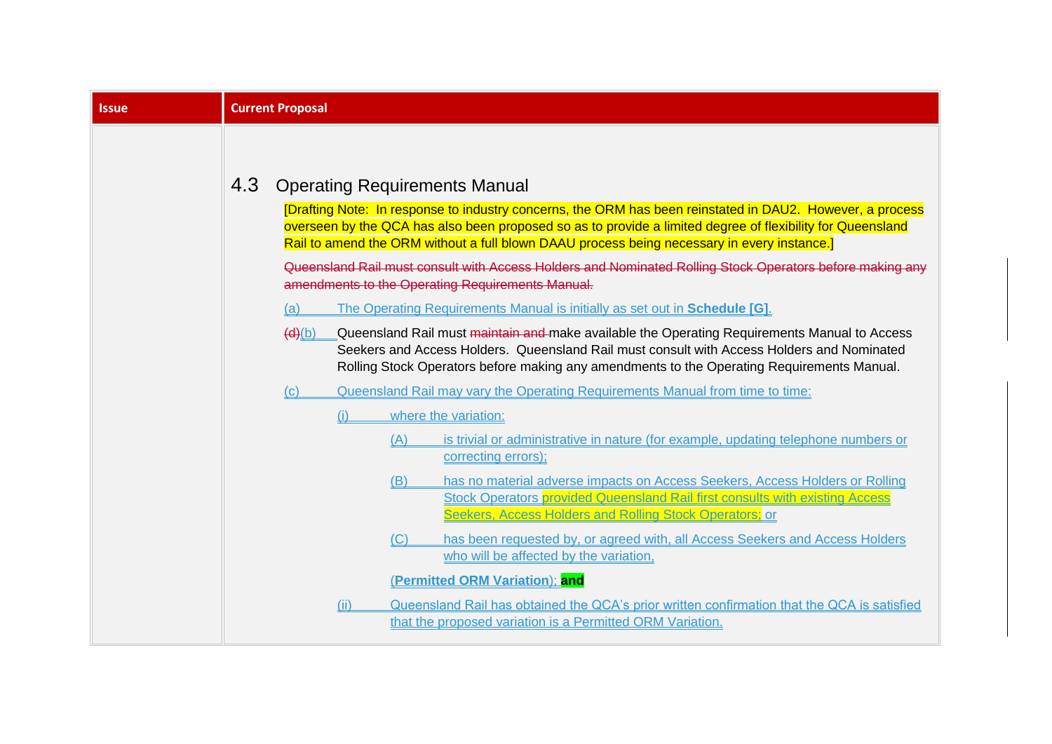| Issue | Current Proposal |
| --- | --- |
| | **4.3 Operating Requirements Manual**<br><br>[Drafting Note: In response to industry concerns, the ORM has been reinstated in DAU2. However, a process overseen by the QCA has also been proposed so as to provide a limited degree of flexibility for Queensland Rail to amend the ORM without a full blown DAAU process being necessary in every instance.]<br><br>~~Queensland Rail must consult with Access Holders and Nominated Rolling Stock Operators before making any amendments to the Operating Requirements Manual.~~<br><br>(a) The Operating Requirements Manual is initially as set out in **Schedule [G]**.<br><br>~~(d)~~(b) Queensland Rail must ~~maintain and~~ make available the Operating Requirements Manual to Access Seekers and Access Holders. Queensland Rail must consult with Access Holders and Nominated Rolling Stock Operators before making any amendments to the Operating Requirements Manual.<br><br>(c) Queensland Rail may vary the Operating Requirements Manual from time to time:<br><br>(i) where the variation:<br><br>(A) is trivial or administrative in nature (for example, updating telephone numbers or correcting errors);<br><br>(B) has no material adverse impacts on Access Seekers, Access Holders or Rolling Stock Operators provided Queensland Rail first consults with existing Access Seekers, Access Holders and Rolling Stock Operators; or<br><br>(C) has been requested by, or agreed with, all Access Seekers and Access Holders who will be affected by the variation,<br><br>(**Permitted ORM Variation**); **and**<br><br>(ii) Queensland Rail has obtained the QCA's prior written confirmation that the QCA is satisfied that the proposed variation is a Permitted ORM Variation. |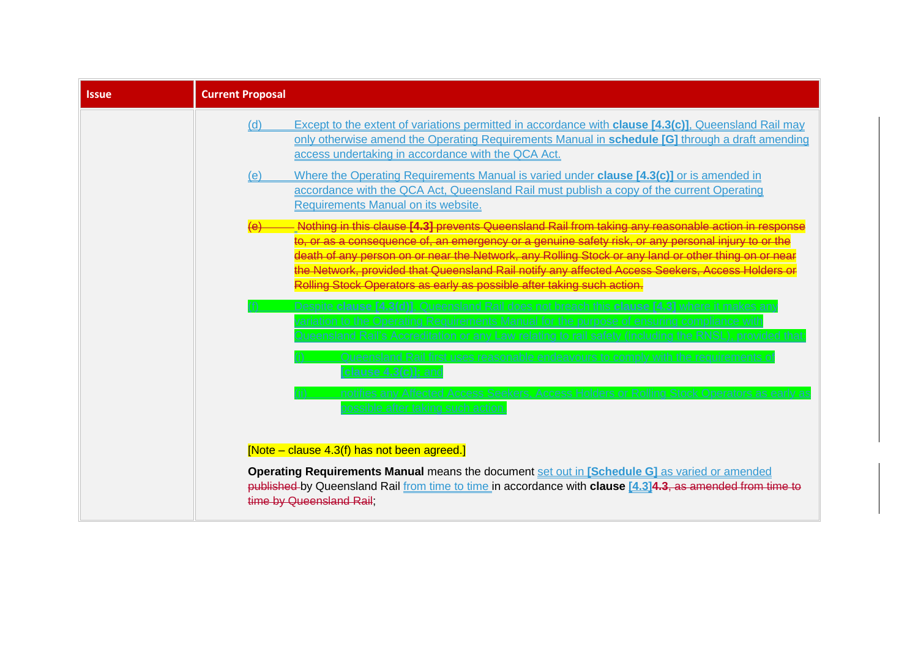| Issue | Current Proposal |
| --- | --- |
| | (d) Except to the extent of variations permitted in accordance with **clause [4.3(c)]**, Queensland Rail may only otherwise amend the Operating Requirements Manual in **schedule [G]** through a draft amending access undertaking in accordance with the QCA Act.<br><br>(e) Where the Operating Requirements Manual is varied under **clause [4.3(c)]** or is amended in accordance with the QCA Act, Queensland Rail must publish a copy of the current Operating Requirements Manual on its website.<br><br>~~(e) Nothing in this clause **[4.3]** prevents Queensland Rail from taking any reasonable action in response to, or as a consequence of, an emergency or a genuine safety risk, or any personal injury to or the death of any person on or near the Network, any Rolling Stock or any land or other thing on or near the Network, provided that Queensland Rail notify any affected Access Seekers, Access Holders or Rolling Stock Operators as early as possible after taking such action.~~<br><br>(f) Despite **clause [4.3(d)]**, Queensland Rail does not breach this **clause [4.3]** where it makes any variation to the Operating Requirements Manual for the purpose of ensuring compliance with Queensland Rail's Accreditation or any Law relating to rail safety (including the RNSL), provided that:<br><br>(i) Queensland Rail first uses reasonable endeavours to comply with the requirements of [**clause 4.3(c)**]; and<br><br>(ii) notifies any Affected Access Seekers, Access Holders or Rolling Stock Operators as early as possible after taking such action.<br><br>[Note – clause 4.3(f) has not been agreed.]<br><br>**Operating Requirements Manual** means the document set out in **[Schedule G]** as varied or amended ~~published~~ by Queensland Rail from time to time in accordance with **clause** **[4.3]**~~**4.3**, as amended from time to time by Queensland Rail~~; |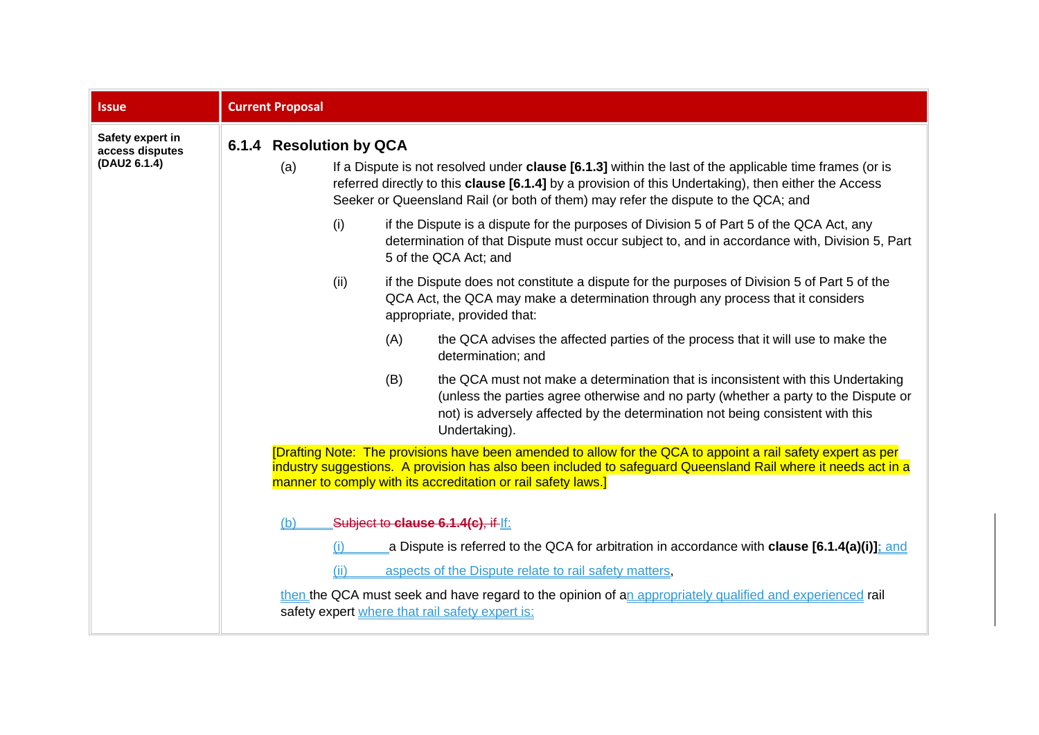| Issue | Current Proposal |
| --- | --- |
| **Safety expert in access disputes (DAU2 6.1.4)** | **6.1.4 Resolution by QCA**<br><br>(a) If a Dispute is not resolved under **clause [6.1.3]** within the last of the applicable time frames (or is referred directly to this **clause [6.1.4]** by a provision of this Undertaking), then either the Access Seeker or Queensland Rail (or both of them) may refer the dispute to the QCA; and<br><br>(i) if the Dispute is a dispute for the purposes of Division 5 of Part 5 of the QCA Act, any determination of that Dispute must occur subject to, and in accordance with, Division 5, Part 5 of the QCA Act; and<br><br>(ii) if the Dispute does not constitute a dispute for the purposes of Division 5 of Part 5 of the QCA Act, the QCA may make a determination through any process that it considers appropriate, provided that:<br><br>(A) the QCA advises the affected parties of the process that it will use to make the determination; and<br><br>(B) the QCA must not make a determination that is inconsistent with this Undertaking (unless the parties agree otherwise and no party (whether a party to the Dispute or not) is adversely affected by the determination not being consistent with this Undertaking).<br><br>[Drafting Note: The provisions have been amended to allow for the QCA to appoint a rail safety expert as per industry suggestions. A provision has also been included to safeguard Queensland Rail where it needs act in a manner to comply with its accreditation or rail safety laws.]<br><br>(b) ~~Subject to **clause 6.1.4(c)**, if~~ If:<br><br>(i) a Dispute is referred to the QCA for arbitration in accordance with **clause [6.1.4(a)(i)]**; and<br><br>(ii) aspects of the Dispute relate to rail safety matters,<br><br>then the QCA must seek and have regard to the opinion of an appropriately qualified and experienced rail safety expert where that rail safety expert is: |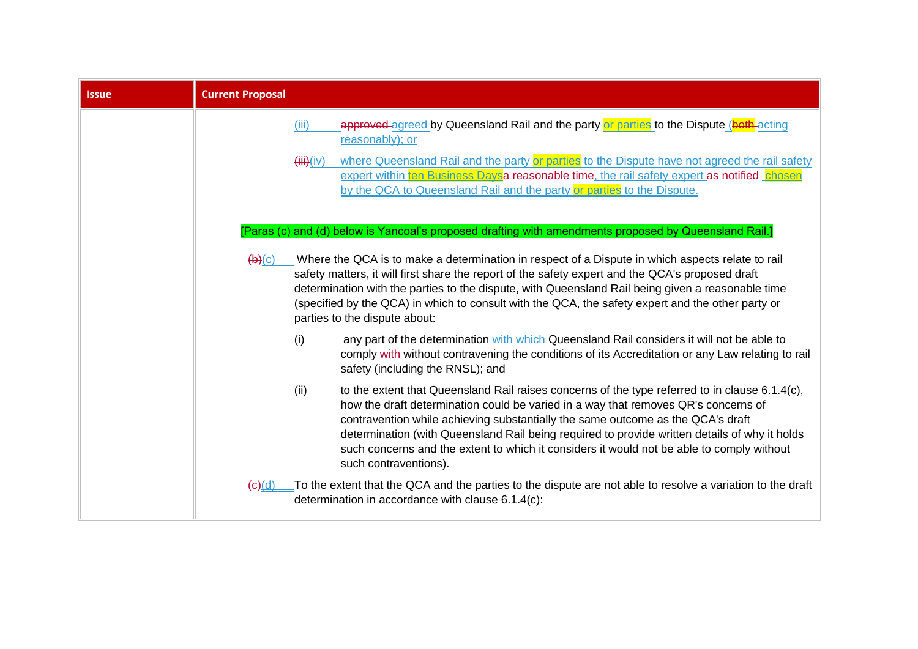| Issue | Current Proposal |
|---|---|
| | (iii) ~~approved~~ agreed by Queensland Rail and the party or parties to the Dispute (~~both~~ acting reasonably); or<br><br>~~(iii)~~(iv) where Queensland Rail and the party or parties to the Dispute have not agreed the rail safety expert within ten Business Days~~a reasonable time~~, the rail safety expert ~~as notified~~ chosen by the QCA to Queensland Rail and the party or parties to the Dispute.<br><br>[Paras (c) and (d) below is Yancoal's proposed drafting with amendments proposed by Queensland Rail.]<br><br>~~(b)~~(c) Where the QCA is to make a determination in respect of a Dispute in which aspects relate to rail safety matters, it will first share the report of the safety expert and the QCA's proposed draft determination with the parties to the dispute, with Queensland Rail being given a reasonable time (specified by the QCA) in which to consult with the QCA, the safety expert and the other party or parties to the dispute about:<br><br>(i) any part of the determination with which Queensland Rail considers it will not be able to comply ~~with~~ without contravening the conditions of its Accreditation or any Law relating to rail safety (including the RNSL); and<br><br>(ii) to the extent that Queensland Rail raises concerns of the type referred to in clause 6.1.4(c), how the draft determination could be varied in a way that removes QR's concerns of contravention while achieving substantially the same outcome as the QCA's draft determination (with Queensland Rail being required to provide written details of why it holds such concerns and the extent to which it considers it would not be able to comply without such contraventions).<br><br>~~(c)~~(d) To the extent that the QCA and the parties to the dispute are not able to resolve a variation to the draft determination in accordance with clause 6.1.4(c): |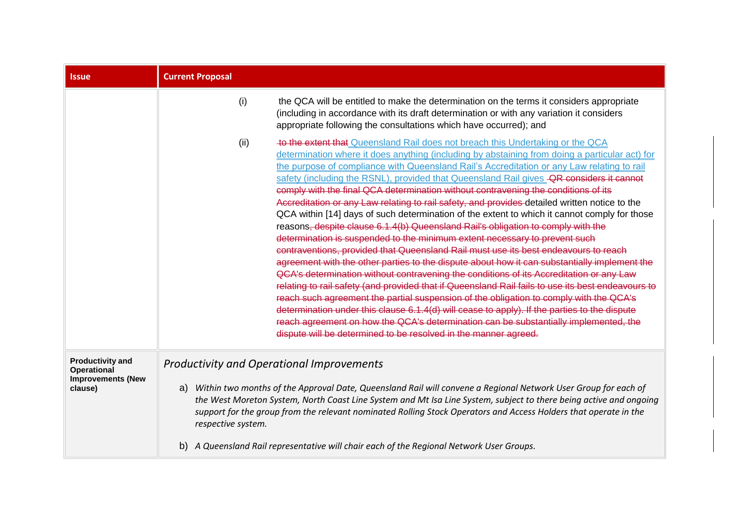| Issue | Current Proposal |
| --- | --- |
| | (i) the QCA will be entitled to make the determination on the terms it considers appropriate (including in accordance with its draft determination or with any variation it considers appropriate following the consultations which have occurred); and<br><br>(ii) ~~to the extent that~~ Queensland Rail does not breach this Undertaking or the QCA determination where it does anything (including by abstaining from doing a particular act) for the purpose of compliance with Queensland Rail's Accreditation or any Law relating to rail safety (including the RSNL), provided that Queensland Rail gives ~~QR considers it cannot comply with the final QCA determination without contravening the conditions of its Accreditation or any Law relating to rail safety, and provides~~ detailed written notice to the QCA within [14] days of such determination of the extent to which it cannot comply for those reasons~~, despite clause 6.1.4(b) Queensland Rail's obligation to comply with the determination is suspended to the minimum extent necessary to prevent such contraventions, provided that Queensland Rail must use its best endeavours to reach agreement with the other parties to the dispute about how it can substantially implement the QCA's determination without contravening the conditions of its Accreditation or any Law relating to rail safety (and provided that if Queensland Rail fails to use its best endeavours to reach such agreement the partial suspension of the obligation to comply with the QCA's determination under this clause 6.1.4(d) will cease to apply). If the parties to the dispute reach agreement on how the QCA's determination can be substantially implemented, the dispute will be determined to be resolved in the manner agreed.~~ |
| **Productivity and Operational Improvements (New clause)** | *Productivity and Operational Improvements*<br><br>a) *Within two months of the Approval Date, Queensland Rail will convene a Regional Network User Group for each of the West Moreton System, North Coast Line System and Mt Isa Line System, subject to there being active and ongoing support for the group from the relevant nominated Rolling Stock Operators and Access Holders that operate in the respective system.*<br><br>b) *A Queensland Rail representative will chair each of the Regional Network User Groups.* |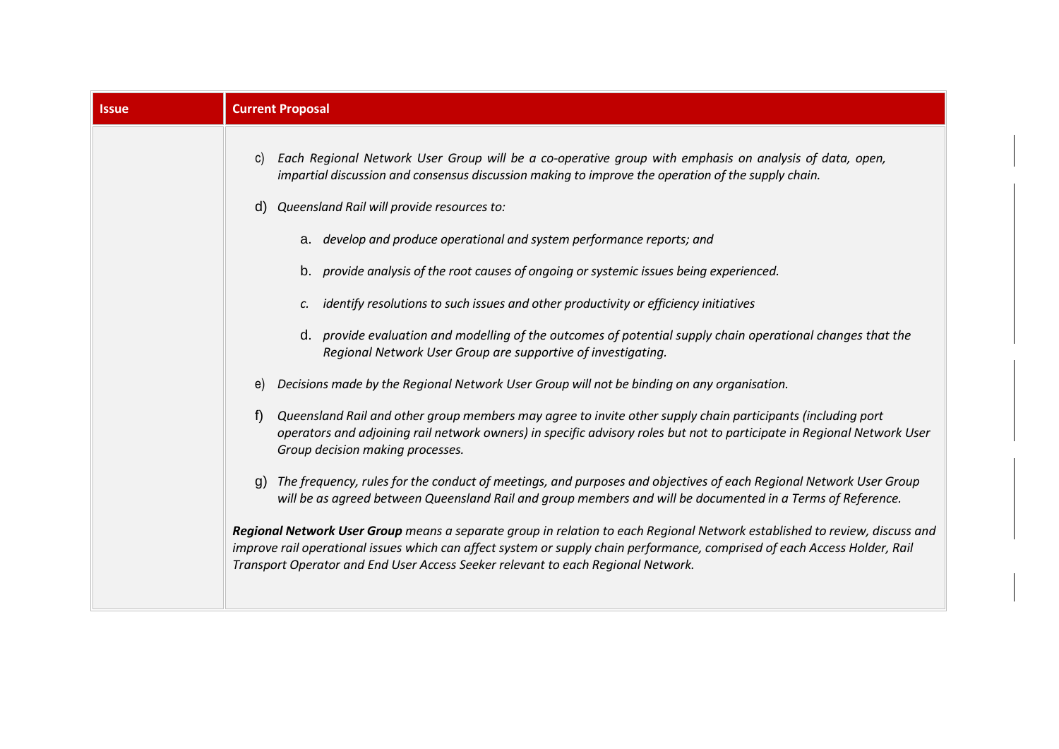| Issue | Current Proposal |
|---|---|
| | c) *Each Regional Network User Group will be a co-operative group with emphasis on analysis of data, open, impartial discussion and consensus discussion making to improve the operation of the supply chain.*<br><br>d) *Queensland Rail will provide resources to:*<br><br>a. *develop and produce operational and system performance reports; and*<br><br>b. *provide analysis of the root causes of ongoing or systemic issues being experienced.*<br><br>c. *identify resolutions to such issues and other productivity or efficiency initiatives*<br><br>d. *provide evaluation and modelling of the outcomes of potential supply chain operational changes that the Regional Network User Group are supportive of investigating.*<br><br>e) *Decisions made by the Regional Network User Group will not be binding on any organisation.*<br><br>f) *Queensland Rail and other group members may agree to invite other supply chain participants (including port operators and adjoining rail network owners) in specific advisory roles but not to participate in Regional Network User Group decision making processes.*<br><br>g) *The frequency, rules for the conduct of meetings, and purposes and objectives of each Regional Network User Group will be as agreed between Queensland Rail and group members and will be documented in a Terms of Reference.*<br><br>***Regional Network User Group*** *means a separate group in relation to each Regional Network established to review, discuss and improve rail operational issues which can affect system or supply chain performance, comprised of each Access Holder, Rail Transport Operator and End User Access Seeker relevant to each Regional Network.* |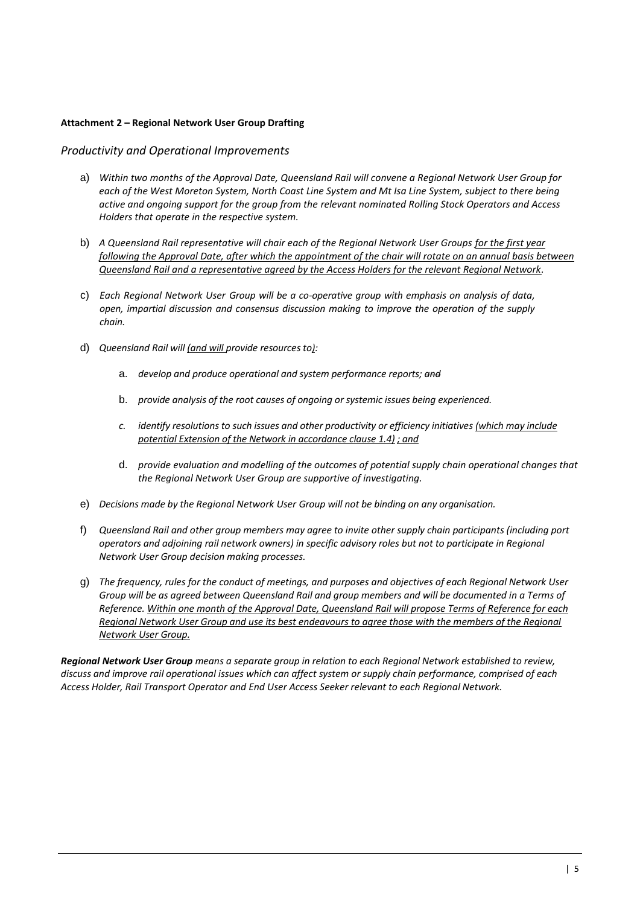**Attachment 2 – Regional Network User Group Drafting**

*Productivity and Operational Improvements*

a) *Within two months of the Approval Date, Queensland Rail will convene a Regional Network User Group for each of the West Moreton System, North Coast Line System and Mt Isa Line System, subject to there being active and ongoing support for the group from the relevant nominated Rolling Stock Operators and Access Holders that operate in the respective system.*

b) *A Queensland Rail representative will chair each of the Regional Network User Groups <u>for the first year following the Approval Date, after which the appointment of the chair will rotate on an annual basis between Queensland Rail and a representative agreed by the Access Holders for the relevant Regional Network</u>.*

c) *Each Regional Network User Group will be a co-operative group with emphasis on analysis of data, open, impartial discussion and consensus discussion making to improve the operation of the supply chain.*

d) *Queensland Rail will <u>(and will</u> provide resources to<u>)</u>:*

   a. *develop and produce operational and system performance reports; ~~and~~*

   b. *provide analysis of the root causes of ongoing or systemic issues being experienced.*

   c. *identify resolutions to such issues and other productivity or efficiency initiatives <u>(which may include potential Extension of the Network in accordance clause 1.4)</u> <u>; and</u>*

   d. *provide evaluation and modelling of the outcomes of potential supply chain operational changes that the Regional Network User Group are supportive of investigating.*

e) *Decisions made by the Regional Network User Group will not be binding on any organisation.*

f) *Queensland Rail and other group members may agree to invite other supply chain participants (including port operators and adjoining rail network owners) in specific advisory roles but not to participate in Regional Network User Group decision making processes.*

g) *The frequency, rules for the conduct of meetings, and purposes and objectives of each Regional Network User Group will be as agreed between Queensland Rail and group members and will be documented in a Terms of Reference. <u>Within one month of the Approval Date, Queensland Rail will propose Terms of Reference for each Regional Network User Group and use its best endeavours to agree those with the members of the Regional Network User Group.</u>*

***Regional Network User Group*** *means a separate group in relation to each Regional Network established to review, discuss and improve rail operational issues which can affect system or supply chain performance, comprised of each Access Holder, Rail Transport Operator and End User Access Seeker relevant to each Regional Network.*